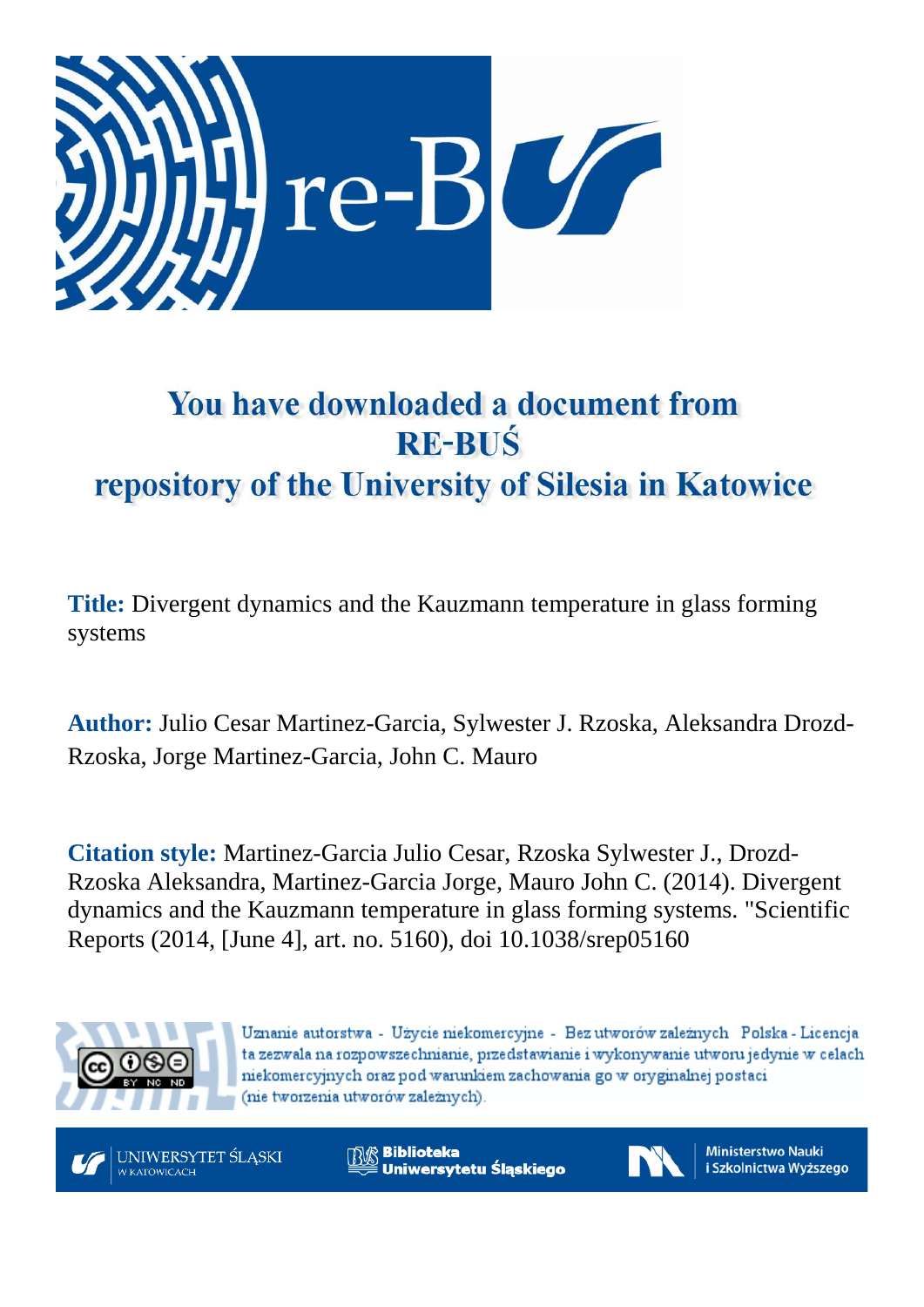# You have downloaded a document from RE-BUŚ repository of the University of Silesia in Katowice

**Title:** Divergent dynamics and the Kauzmann temperature in glass forming systems

**Author:** Julio Cesar Martinez-Garcia, Sylwester J. Rzoska, Aleksandra Drozd-Rzoska, Jorge Martinez-Garcia, John C. Mauro

**Citation style:** Martinez-Garcia Julio Cesar, Rzoska Sylwester J., Drozd-Rzoska Aleksandra, Martinez-Garcia Jorge, Mauro John C. (2014). Divergent dynamics and the Kauzmann temperature in glass forming systems. "Scientific Reports (2014, [June 4], art. no. 5160), doi 10.1038/srep05160

Uznanie autorstwa - Użycie niekomercyjne - Bez utworów zależnych Polska - Licencja ta zezwala na rozpowszechnianie, przedstawianie i wykonywanie utworu jedynie w celach niekomercyjnych oraz pod warunkiem zachowania go w oryginalnej postaci (nie tworzenia utworów zależnych).

UNIWERSYTET ŚLĄSKI W KATOWICACH

Biblioteka Uniwersytetu Śląskiego

Ministerstwo Nauki i Szkolnictwa Wyższego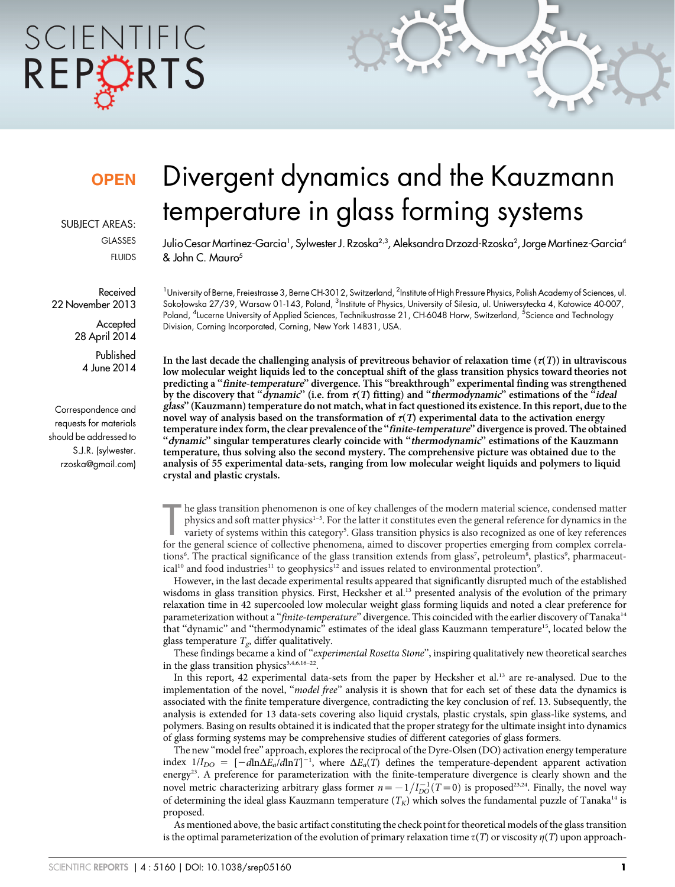# Divergent dynamics and the Kauzmann temperature in glass forming systems

Julio Cesar Martinez-Garcia[1], Sylwester J. Rzoska[2,3], Aleksandra Drzozd-Rzoska[2], Jorge Martinez-Garcia[4] & John C. Mauro[5]

[1]University of Berne, Freiestrasse 3, Berne CH-3012, Switzerland, [2]Institute of High Pressure Physics, Polish Academy of Sciences, ul. Sokołowska 27/39, Warsaw 01-143, Poland, [3]Institute of Physics, University of Silesia, ul. Uniwersytecka 4, Katowice 40-007, Poland, [4]Lucerne University of Applied Sciences, Technikustrasse 21, CH-6048 Horw, Switzerland, [5]Science and Technology Division, Corning Incorporated, Corning, New York 14831, USA.

**OPEN**

SUBJECT AREAS:
GLASSES
FLUIDS

Received
22 November 2013

Accepted
28 April 2014

Published
4 June 2014

Correspondence and requests for materials should be addressed to S.J.R. (sylwester.rzoska@gmail.com)

**In the last decade the challenging analysis of previtreous behavior of relaxation time ($\tau(T)$) in ultraviscous low molecular weight liquids led to the conceptual shift of the glass transition physics toward theories not predicting a "*finite-temperature*" divergence. This "breakthrough" experimental finding was strengthened by the discovery that "*dynamic*" (i.e. from $\tau(T)$ fitting) and "*thermodynamic*" estimations of the "*ideal glass*" (Kauzmann) temperature do not match, what in fact questioned its existence. In this report, due to the novel way of analysis based on the transformation of $\tau(T)$ experimental data to the activation energy temperature index form, the clear prevalence of the "*finite-temperature*" divergence is proved. The obtained "*dynamic*" singular temperatures clearly coincide with "*thermodynamic*" estimations of the Kauzmann temperature, thus solving also the second mystery. The comprehensive picture was obtained due to the analysis of 55 experimental data-sets, ranging from low molecular weight liquids and polymers to liquid crystal and plastic crystals.**

The glass transition phenomenon is one of key challenges of the modern material science, condensed matter physics and soft matter physics[1–5]. For the latter it constitutes even the general reference for dynamics in the variety of systems within this category[5]. Glass transition physics is also recognized as one of key references for the general science of collective phenomena, aimed to discover properties emerging from complex correlations[6]. The practical significance of the glass transition extends from glass[7], petroleum[8], plastics[9], pharmaceutical[10] and food industries[11] to geophysics[12] and issues related to environmental protection[9].

However, in the last decade experimental results appeared that significantly disrupted much of the established wisdoms in glass transition physics. First, Hecksher et al.[13] presented analysis of the evolution of the primary relaxation time in 42 supercooled low molecular weight glass forming liquids and noted a clear preference for parameterization without a "*finite-temperature*" divergence. This coincided with the earlier discovery of Tanaka[14] that "dynamic" and "thermodynamic" estimates of the ideal glass Kauzmann temperature[15], located below the glass temperature $T_g$, differ qualitatively.

These findings became a kind of "*experimental Rosetta Stone*", inspiring qualitatively new theoretical searches in the glass transition physics[3,4,6,16–22].

In this report, 42 experimental data-sets from the paper by Hecksher et al.[13] are re-analysed. Due to the implementation of the novel, "*model free*" analysis it is shown that for each set of these data the dynamics is associated with the finite temperature divergence, contradicting the key conclusion of ref. 13. Subsequently, the analysis is extended for 13 data-sets covering also liquid crystals, plastic crystals, spin glass-like systems, and polymers. Basing on results obtained it is indicated that the proper strategy for the ultimate insight into dynamics of glass forming systems may be comprehensive studies of different categories of glass formers.

The new "model free" approach, explores the reciprocal of the Dyre-Olsen (DO) activation energy temperature index $1/I_{DO} = [-d\ln\Delta E_a/d\ln T]^{-1}$, where $\Delta E_a(T)$ defines the temperature-dependent apparent activation energy[23]. A preference for parameterization with the finite-temperature divergence is clearly shown and the novel metric characterizing arbitrary glass former $n = -1/I_{DO}^{-1}(T=0)$ is proposed[23,24]. Finally, the novel way of determining the ideal glass Kauzmann temperature ($T_K$) which solves the fundamental puzzle of Tanaka[14] is proposed.

As mentioned above, the basic artifact constituting the check point for theoretical models of the glass transition is the optimal parameterization of the evolution of primary relaxation time $\tau(T)$ or viscosity $\eta(T)$ upon approach-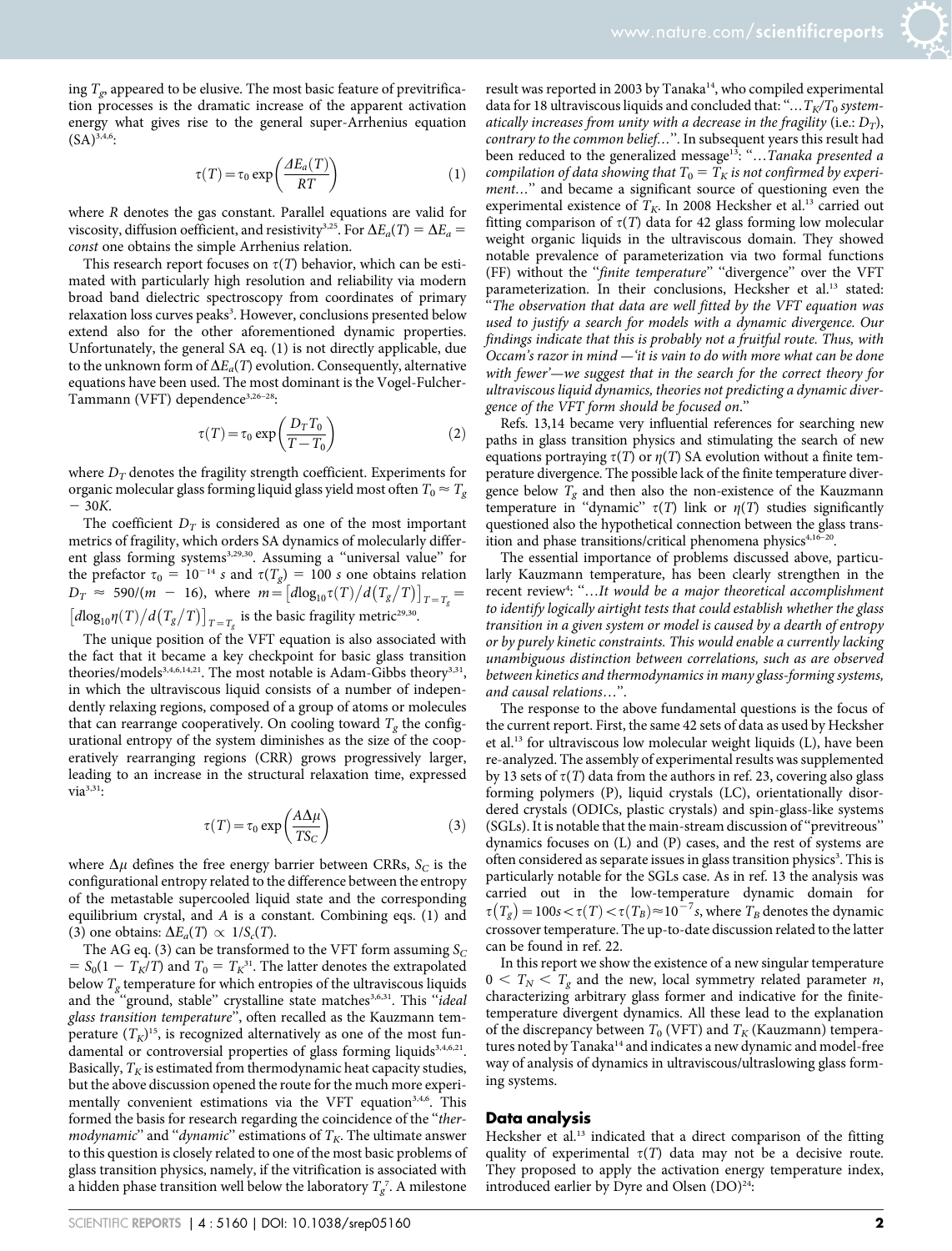ing $T_g$, appeared to be elusive. The most basic feature of previtrification processes is the dramatic increase of the apparent activation energy what gives rise to the general super-Arrhenius equation (SA)[3,4,6]:

$$\tau(T) = \tau_0 \exp\left(\frac{\Delta E_a(T)}{RT}\right) \tag{1}$$

where $R$ denotes the gas constant. Parallel equations are valid for viscosity, diffusion oefficient, and resistivity[3,25]. For $\Delta E_a(T) = \Delta E_a = const$ one obtains the simple Arrhenius relation.

This research report focuses on $\tau(T)$ behavior, which can be estimated with particularly high resolution and reliability via modern broad band dielectric spectroscopy from coordinates of primary relaxation loss curves peaks[3]. However, conclusions presented below extend also for the other aforementioned dynamic properties. Unfortunately, the general SA eq. (1) is not directly applicable, due to the unknown form of $\Delta E_a(T)$ evolution. Consequently, alternative equations have been used. The most dominant is the Vogel-Fulcher-Tammann (VFT) dependence[3,26–28]:

$$\tau(T) = \tau_0 \exp\left(\frac{D_T T_0}{T - T_0}\right) \tag{2}$$

where $D_T$ denotes the fragility strength coefficient. Experiments for organic molecular glass forming liquid glass yield most often $T_0 \approx T_g - 30K$.

The coefficient $D_T$ is considered as one of the most important metrics of fragility, which orders SA dynamics of molecularly different glass forming systems[3,29,30]. Assuming a "universal value" for the prefactor $\tau_0 = 10^{-14}$ s and $\tau(T_g) = 100$ s one obtains relation $D_T \approx 590/(m - 16)$, where $m = \left[d\log_{10}\tau(T)/d(T_g/T)\right]_{T=T_g} = \left[d\log_{10}\eta(T)/d(T_g/T)\right]_{T=T_g}$ is the basic fragility metric[29,30].

The unique position of the VFT equation is also associated with the fact that it became a key checkpoint for basic glass transition theories/models[3,4,6,14,21]. The most notable is Adam-Gibbs theory[3,31], in which the ultraviscous liquid consists of a number of independently relaxing regions, composed of a group of atoms or molecules that can rearrange cooperatively. On cooling toward $T_g$ the configurational entropy of the system diminishes as the size of the cooperatively rearranging regions (CRR) grows progressively larger, leading to an increase in the structural relaxation time, expressed via[3,31]:

$$\tau(T) = \tau_0 \exp\left(\frac{A\Delta\mu}{TS_C}\right) \tag{3}$$

where $\Delta\mu$ defines the free energy barrier between CRRs, $S_C$ is the configurational entropy related to the difference between the entropy of the metastable supercooled liquid state and the corresponding equilibrium crystal, and $A$ is a constant. Combining eqs. (1) and (3) one obtains: $\Delta E_a(T) \propto 1/S_c(T)$.

The AG eq. (3) can be transformed to the VFT form assuming $S_C = S_0(1 - T_K/T)$ and $T_0 = T_K$[31]. The latter denotes the extrapolated below $T_g$ temperature for which entropies of the ultraviscous liquids and the "ground, stable" crystalline state matches[3,6,31]. This "*ideal glass transition temperature*", often recalled as the Kauzmann temperature ($T_K$)[15], is recognized alternatively as one of the most fundamental or controversial properties of glass forming liquids[3,4,6,21]. Basically, $T_K$ is estimated from thermodynamic heat capacity studies, but the above discussion opened the route for the much more experimentally convenient estimations via the VFT equation[3,4,6]. This formed the basis for research regarding the coincidence of the "*thermodynamic*" and "*dynamic*" estimations of $T_K$. The ultimate answer to this question is closely related to one of the most basic problems of glass transition physics, namely, if the vitrification is associated with a hidden phase transition well below the laboratory $T_g$[7]. A milestone result was reported in 2003 by Tanaka[14], who compiled experimental data for 18 ultraviscous liquids and concluded that: "*…$T_K/T_0$ systematically increases from unity with a decrease in the fragility (i.e.: $D_T$), contrary to the common belief…*". In subsequent years this result had been reduced to the generalized message[13]: "*…Tanaka presented a compilation of data showing that $T_0 = T_K$ is not confirmed by experiment…*" and became a significant source of questioning even the experimental existence of $T_K$. In 2008 Hecksher et al.[13] carried out fitting comparison of $\tau(T)$ data for 42 glass forming low molecular weight organic liquids in the ultraviscous domain. They showed notable prevalence of parameterization via two formal functions (FF) without the "*finite temperature*" "divergence" over the VFT parameterization. In their conclusions, Hecksher et al.[13] stated: "*The observation that data are well fitted by the VFT equation was used to justify a search for models with a dynamic divergence. Our findings indicate that this is probably not a fruitful route. Thus, with Occam's razor in mind —'it is vain to do with more what can be done with fewer'—we suggest that in the search for the correct theory for ultraviscous liquid dynamics, theories not predicting a dynamic divergence of the VFT form should be focused on.*"

Refs. 13,14 became very influential references for searching new paths in glass transition physics and stimulating the search of new equations portraying $\tau(T)$ or $\eta(T)$ SA evolution without a finite temperature divergence. The possible lack of the finite temperature divergence below $T_g$ and then also the non-existence of the Kauzmann temperature in "dynamic" $\tau(T)$ link or $\eta(T)$ studies significantly questioned also the hypothetical connection between the glass transition and phase transitions/critical phenomena physics[4,16–20].

The essential importance of problems discussed above, particularly Kauzmann temperature, has been clearly strengthen in the recent review[4]: "*…It would be a major theoretical accomplishment to identify logically airtight tests that could establish whether the glass transition in a given system or model is caused by a dearth of entropy or by purely kinetic constraints. This would enable a currently lacking unambiguous distinction between correlations, such as are observed between kinetics and thermodynamics in many glass-forming systems, and causal relations…*".

The response to the above fundamental questions is the focus of the current report. First, the same 42 sets of data as used by Hecksher et al.[13] for ultraviscous low molecular weight liquids (L), have been re-analyzed. The assembly of experimental results was supplemented by 13 sets of $\tau(T)$ data from the authors in ref. 23, covering also glass forming polymers (P), liquid crystals (LC), orientationally disordered crystals (ODICs, plastic crystals) and spin-glass-like systems (SGLs). It is notable that the main-stream discussion of "previtreous" dynamics focuses on (L) and (P) cases, and the rest of systems are often considered as separate issues in glass transition physics[3]. This is particularly notable for the SGLs case. As in ref. 13 the analysis was carried out in the low-temperature dynamic domain for $\tau(T_g) = 100s < \tau(T) < \tau(T_B) \approx 10^{-7}s$, where $T_B$ denotes the dynamic crossover temperature. The up-to-date discussion related to the latter can be found in ref. 22.

In this report we show the existence of a new singular temperature $0 < T_N < T_g$ and the new, local symmetry related parameter $n$, characterizing arbitrary glass former and indicative for the finite-temperature divergent dynamics. All these lead to the explanation of the discrepancy between $T_0$ (VFT) and $T_K$ (Kauzmann) temperatures noted by Tanaka[14] and indicates a new dynamic and model-free way of analysis of dynamics in ultraviscous/ultraslowing glass forming systems.

## Data analysis

Hecksher et al.[13] indicated that a direct comparison of the fitting quality of experimental $\tau(T)$ data may not be a decisive route. They proposed to apply the activation energy temperature index, introduced earlier by Dyre and Olsen (DO)[24]: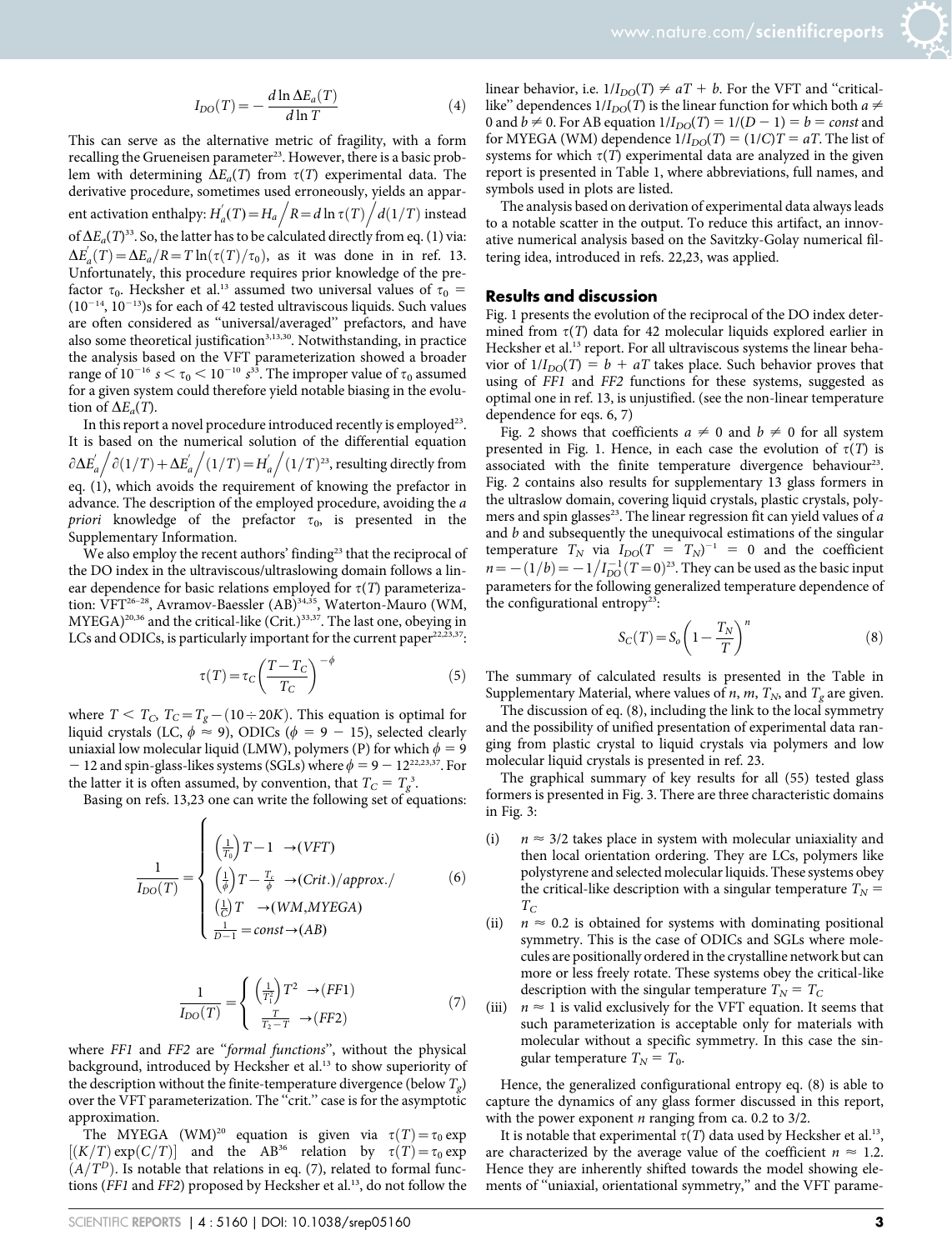$$I_{DO}(T) = -\frac{d\ln \Delta E_a(T)}{d\ln T} \tag{4}$$

This can serve as the alternative metric of fragility, with a form recalling the Grueneisen parameter[23]. However, there is a basic problem with determining $\Delta E_a(T)$ from $\tau(T)$ experimental data. The derivative procedure, sometimes used erroneously, yields an apparent activation enthalpy: $H_a^{'}(T) = H_a/R = d\ln\tau(T)/d(1/T)$ instead of $\Delta E_a(T)$[33]. So, the latter has to be calculated directly from eq. (1) via: $\Delta E_a^{'}(T) = \Delta E_a/R = T\ln(\tau(T)/\tau_0)$, as it was done in in ref. 13. Unfortunately, this procedure requires prior knowledge of the prefactor $\tau_0$. Hecksher et al.[13] assumed two universal values of $\tau_0 = (10^{-14}, 10^{-13})$s for each of 42 tested ultraviscous liquids. Such values are often considered as "universal/averaged" prefactors, and have also some theoretical justification[3,13,30]. Notwithstanding, in practice the analysis based on the VFT parameterization showed a broader range of $10^{-16}\ s < \tau_0 < 10^{-10}\ s$[33]. The improper value of $\tau_0$ assumed for a given system could therefore yield notable biasing in the evolution of $\Delta E_a(T)$.

In this report a novel procedure introduced recently is employed[23]. It is based on the numerical solution of the differential equation $\partial\Delta E_a^{'}/\partial(1/T) + \Delta E_a^{'}/(1/T) = H_a^{'}/(1/T)$[23], resulting directly from eq. (1), which avoids the requirement of knowing the prefactor in advance. The description of the employed procedure, avoiding the *a priori* knowledge of the prefactor $\tau_0$, is presented in the Supplementary Information.

We also employ the recent authors' finding[23] that the reciprocal of the DO index in the ultraviscous/ultraslowing domain follows a linear dependence for basic relations employed for $\tau(T)$ parameterization: VFT[26–28], Avramov-Baessler (AB)[34,35], Waterton-Mauro (WM, MYEGA)[20,36] and the critical-like (Crit.)[33,37]. The last one, obeying in LCs and ODICs, is particularly important for the current paper[22,23,37]:

$$\tau(T) = \tau_C\left(\frac{T - T_C}{T_C}\right)^{-\phi} \tag{5}$$

where $T < T_C$, $T_C = T_g - (10 \div 20K)$. This equation is optimal for liquid crystals (LC, $\phi \approx 9$), ODICs ($\phi = 9 - 15$), selected clearly uniaxial low molecular liquid (LMW), polymers (P) for which $\phi = 9 - 12$ and spin-glass-likes systems (SGLs) where $\phi = 9 - 12$[22,23,37]. For the latter it is often assumed, by convention, that $T_C = T_g^3$.

Basing on refs. 13,23 one can write the following set of equations:

$$\frac{1}{I_{DO}(T)} = \begin{cases} \left(\frac{1}{T_0}\right)T - 1 & \rightarrow (VFT) \\ \left(\frac{1}{\phi}\right)T - \frac{T_c}{\phi} & \rightarrow (Crit.)/approx./ \\ \left(\frac{1}{C}\right)T & \rightarrow (WM, MYEGA) \\ \frac{1}{D-1} = const & \rightarrow (AB) \end{cases} \tag{6}$$

$$\frac{1}{I_{DO}(T)} = \begin{cases} \left(\frac{1}{T_1^2}\right)T^2 & \rightarrow (FF1) \\ \frac{T}{T_2 - T} & \rightarrow (FF2) \end{cases} \tag{7}$$

where *FF1* and *FF2* are "*formal functions*", without the physical background, introduced by Hecksher et al.[13] to show superiority of the description without the finite-temperature divergence (below $T_g$) over the VFT parameterization. The "crit." case is for the asymptotic approximation.

The MYEGA (WM)[20] equation is given via $\tau(T) = \tau_0\exp[(K/T)\exp(C/T)]$ and the AB[36] relation by $\tau(T) = \tau_0\exp(A/T^D)$. Is notable that relations in eq. (7), related to formal functions (*FF1* and *FF2*) proposed by Hecksher et al.[13], do not follow the linear behavior, i.e. $1/I_{DO}(T) \neq aT + b$. For the VFT and "critical-like" dependences $1/I_{DO}(T)$ is the linear function for which both $a \neq 0$ and $b \neq 0$. For AB equation $1/I_{DO}(T) = 1/(D-1) = b = const$ and for MYEGA (WM) dependence $1/I_{DO}(T) = (1/C)T = aT$. The list of systems for which $\tau(T)$ experimental data are analyzed in the given report is presented in Table 1, where abbreviations, full names, and symbols used in plots are listed.

The analysis based on derivation of experimental data always leads to a notable scatter in the output. To reduce this artifact, an innovative numerical analysis based on the Savitzky-Golay numerical filtering idea, introduced in refs. 22,23, was applied.

## Results and discussion

Fig. 1 presents the evolution of the reciprocal of the DO index determined from $\tau(T)$ data for 42 molecular liquids explored earlier in Hecksher et al.[13] report. For all ultraviscous systems the linear behavior of $1/I_{DO}(T) = b + aT$ takes place. Such behavior proves that using of *FF1* and *FF2* functions for these systems, suggested as optimal one in ref. 13, is unjustified. (see the non-linear temperature dependence for eqs. 6, 7)

Fig. 2 shows that coefficients $a \neq 0$ and $b \neq 0$ for all system presented in Fig. 1. Hence, in each case the evolution of $\tau(T)$ is associated with the finite temperature divergence behaviour[23]. Fig. 2 contains also results for supplementary 13 glass formers in the ultraslow domain, covering liquid crystals, plastic crystals, polymers and spin glasses[23]. The linear regression fit can yield values of $a$ and $b$ and subsequently the unequivocal estimations of the singular temperature $T_N$ via $I_{DO}(T = T_N)^{-1} = 0$ and the coefficient $n = -(1/b) = -1/I_{DO}^{-1}(T=0)$[23]. They can be used as the basic input parameters for the following generalized temperature dependence of the configurational entropy[23]:

$$S_C(T) = S_o\left(1 - \frac{T_N}{T}\right)^n \tag{8}$$

The summary of calculated results is presented in the Table in Supplementary Material, where values of $n$, $m$, $T_N$, and $T_g$ are given.

The discussion of eq. (8), including the link to the local symmetry and the possibility of unified presentation of experimental data ranging from plastic crystal to liquid crystals via polymers and low molecular liquid crystals is presented in ref. 23.

The graphical summary of key results for all (55) tested glass formers is presented in Fig. 3. There are three characteristic domains in Fig. 3:

(i) $n \approx 3/2$ takes place in system with molecular uniaxiality and then local orientation ordering. They are LCs, polymers like polystyrene and selected molecular liquids. These systems obey the critical-like description with a singular temperature $T_N = T_C$

(ii) $n \approx 0.2$ is obtained for systems with dominating positional symmetry. This is the case of ODICs and SGLs where molecules are positionally ordered in the crystalline network but can more or less freely rotate. These systems obey the critical-like description with the singular temperature $T_N = T_C$

(iii) $n \approx 1$ is valid exclusively for the VFT equation. It seems that such parameterization is acceptable only for materials with molecular without a specific symmetry. In this case the singular temperature $T_N = T_0$.

Hence, the generalized configurational entropy eq. (8) is able to capture the dynamics of any glass former discussed in this report, with the power exponent $n$ ranging from ca. 0.2 to 3/2.

It is notable that experimental $\tau(T)$ data used by Hecksher et al.[13], are characterized by the average value of the coefficient $n \approx 1.2$. Hence they are inherently shifted towards the model showing elements of "uniaxial, orientational symmetry," and the VFT parame-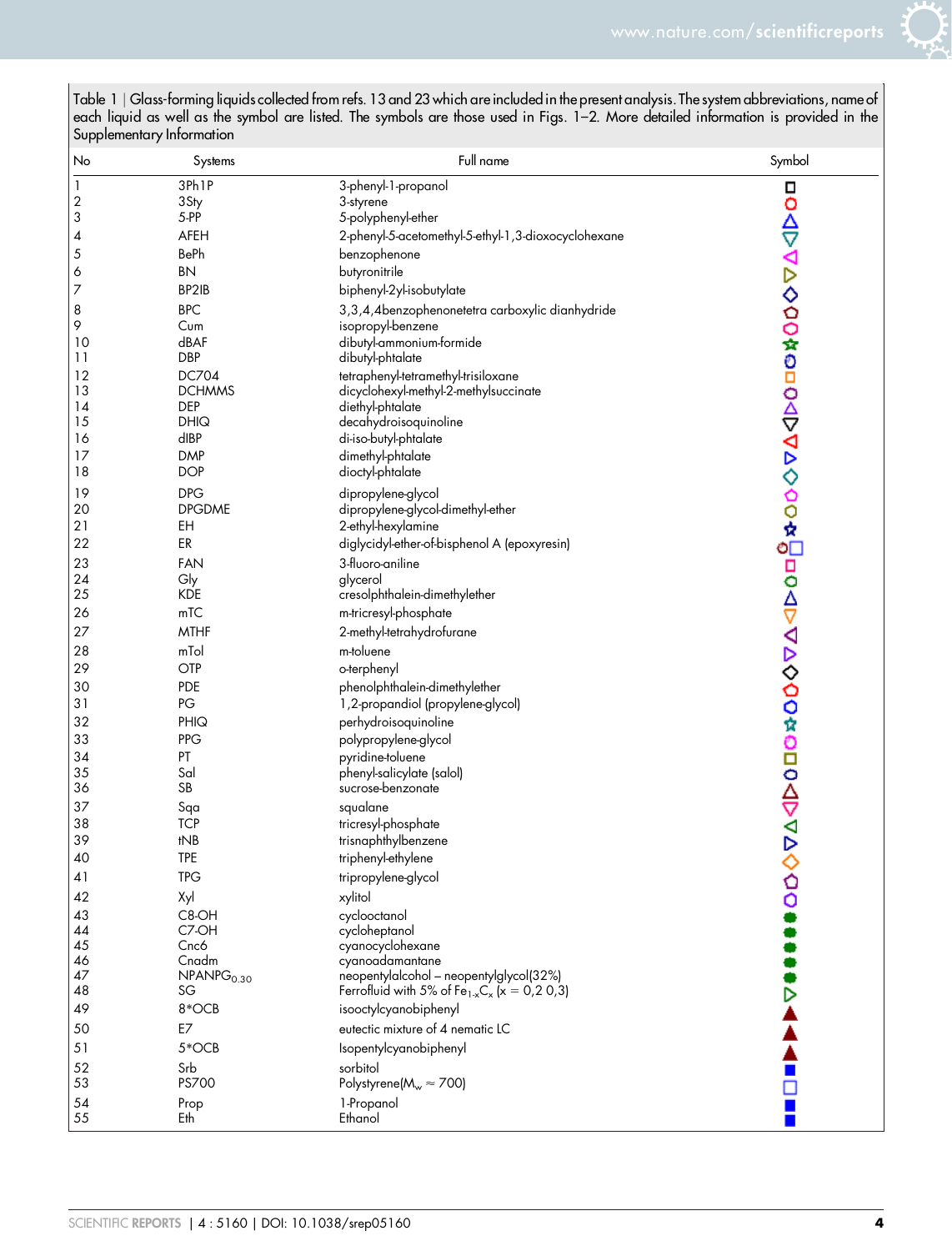Table 1 | Glass-forming liquids collected from refs. 13 and 23 which are included in the present analysis. The system abbreviations, name of each liquid as well as the symbol are listed. The symbols are those used in Figs. 1–2. More detailed information is provided in the Supplementary Information

| No | Systems | Full name | Symbol |
|---|---|---|---|
| 1 | 3Ph1P | 3-phenyl-1-propanol | □ |
| 2 | 3Sty | 3-styrene | ○ |
| 3 | 5-PP | 5-polyphenyl-ether | △ |
| 4 | AFEH | 2-phenyl-5-acetomethyl-5-ethyl-1,3-dioxocyclohexane | ▽ |
| 5 | BePh | benzophenone | ◁ |
| 6 | BN | butyronitrile | ▷ |
| 7 | BP2IB | biphenyl-2yl-isobutylate | ◇ |
| 8 | BPC | 3,3,4,4benzophenonetetra carboxylic dianhydride | ⬠ |
| 9 | Cum | isopropyl-benzene | ⬡ |
| 10 | dBAF | dibutyl-ammonium-formide | ☆ |
| 11 | DBP | dibutyl-phtalate | ○ |
| 12 | DC704 | tetraphenyl-tetramethyl-trisiloxane | □ |
| 13 | DCHMMS | dicyclohexyl-methyl-2-methylsuccinate | ○ |
| 14 | DEP | diethyl-phtalate | △ |
| 15 | DHIQ | decahydroisoquinoline | ▽ |
| 16 | dIBP | di-iso-butyl-phtalate | ◁ |
| 17 | DMP | dimethyl-phtalate | ▷ |
| 18 | DOP | dioctyl-phtalate | ◇ |
| 19 | DPG | dipropylene-glycol | ⬠ |
| 20 | DPGDME | dipropylene-glycol-dimethyl-ether | ⬡ |
| 21 | EH | 2-ethyl-hexylamine | ☆ |
| 22 | ER | diglycidyl-ether-of-bisphenol A (epoxyresin) | ○□ |
| 23 | FAN | 3-fluoro-aniline | □ |
| 24 | Gly | glycerol | ○ |
| 25 | KDE | cresolphthalein-dimethylether | △ |
| 26 | mTC | m-tricresyl-phosphate | ▽ |
| 27 | MTHF | 2-methyl-tetrahydrofurane | ◁ |
| 28 | mTol | m-toluene | ▷ |
| 29 | OTP | o-terphenyl | ◇ |
| 30 | PDE | phenolphthalein-dimethylether | ⬠ |
| 31 | PG | 1,2-propandiol (propylene-glycol) | ⬡ |
| 32 | PHIQ | perhydroisoquinoline | ☆ |
| 33 | PPG | polypropylene-glycol | ○ |
| 34 | PT | pyridine-toluene | □ |
| 35 | Sal | phenyl-salicylate (salol) | ○ |
| 36 | SB | sucrose-benzonate | △ |
| 37 | Sqa | squalane | ▽ |
| 38 | TCP | tricresyl-phosphate | ◁ |
| 39 | tNB | trisnaphthylbenzene | ▷ |
| 40 | TPE | triphenyl-ethylene | ◇ |
| 41 | TPG | tripropylene-glycol | ⬠ |
| 42 | Xyl | xylitol | ⬡ |
| 43 | C8-OH | cyclooctanol | ⬢ |
| 44 | C7-OH | cycloheptanol | ⬢ |
| 45 | Cnc6 | cyanocyclohexane | ⬢ |
| 46 | Cnadm | cyanoadamantane | ⬢ |
| 47 | NPANPG$_{0.30}$ | neopentylalcohol – neopentylglycol(32%) | ⬢ |
| 48 | SG | Ferrofluid with 5% of $Fe_{1-x}C_x$ (x = 0,2 0,3) | ▷ |
| 49 | 8*OCB | isooctylcyanobiphenyl | ▲ |
| 50 | E7 | eutectic mixture of 4 nematic LC | ▲ |
| 51 | 5*OCB | Isopentylcyanobiphenyl | ▲ |
| 52 | Srb | sorbitol | ■ |
| 53 | PS700 | Polystyrene($M_w \approx 700$) | □ |
| 54 | Prop | 1-Propanol | ■ |
| 55 | Eth | Ethanol | ■ |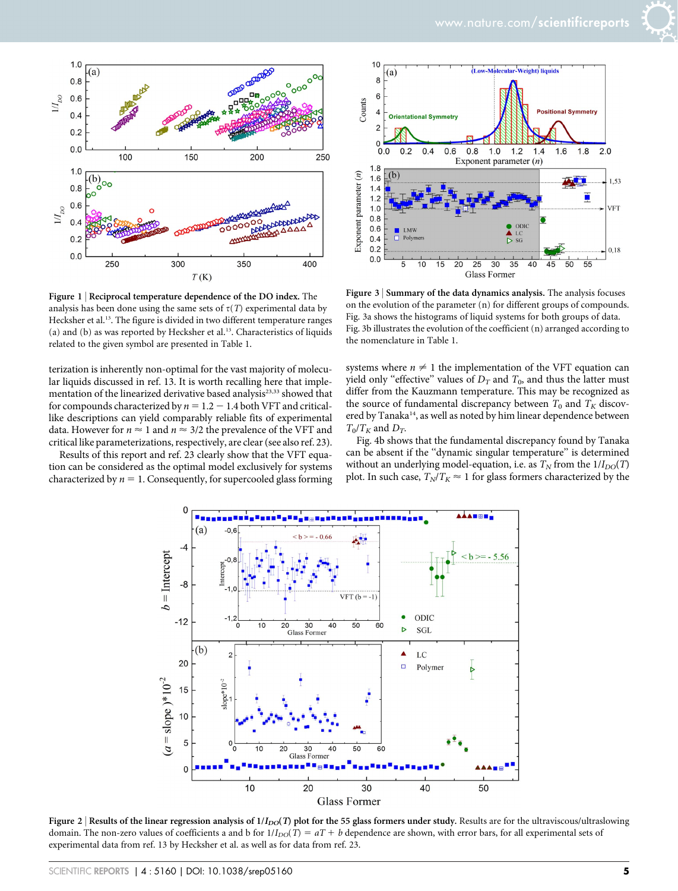**Figure 1** | **Reciprocal temperature dependence of the DO index.** The analysis has been done using the same sets of $\tau(T)$ experimental data by Hecksher et al.[13]. The figure is divided in two different temperature ranges (a) and (b) as was reported by Hecksher et al.[13]. Characteristics of liquids related to the given symbol are presented in Table 1.

**Figure 3** | **Summary of the data dynamics analysis.** The analysis focuses on the evolution of the parameter (n) for different groups of compounds. Fig. 3a shows the histograms of liquid systems for both groups of data. Fig. 3b illustrates the evolution of the coefficient (n) arranged according to the nomenclature in Table 1.

terization is inherently non-optimal for the vast majority of molecular liquids discussed in ref. 13. It is worth recalling here that implementation of the linearized derivative based analysis[23,33] showed that for compounds characterized by $n = 1.2 - 1.4$ both VFT and critical-like descriptions can yield comparably reliable fits of experimental data. However for $n \approx 1$ and $n \approx 3/2$ the prevalence of the VFT and critical like parameterizations, respectively, are clear (see also ref. 23).

Results of this report and ref. 23 clearly show that the VFT equation can be considered as the optimal model exclusively for systems characterized by $n = 1$. Consequently, for supercooled glass forming systems where $n \neq 1$ the implementation of the VFT equation can yield only "effective" values of $D_T$ and $T_0$, and thus the latter must differ from the Kauzmann temperature. This may be recognized as the source of fundamental discrepancy between $T_0$ and $T_K$ discovered by Tanaka[14], as well as noted by him linear dependence between $T_0/T_K$ and $D_T$.

Fig. 4b shows that the fundamental discrepancy found by Tanaka can be absent if the "dynamic singular temperature" is determined without an underlying model-equation, i.e. as $T_N$ from the $1/I_{DO}(T)$ plot. In such case, $T_N/T_K \approx 1$ for glass formers characterized by the

**Figure 2** | **Results of the linear regression analysis of $1/I_{DO}(T)$ plot for the 55 glass formers under study.** Results are for the ultraviscous/ultraslowing domain. The non-zero values of coefficients a and b for $1/I_{DO}(T) = aT + b$ dependence are shown, with error bars, for all experimental sets of experimental data from ref. 13 by Hecksher et al. as well as for data from ref. 23.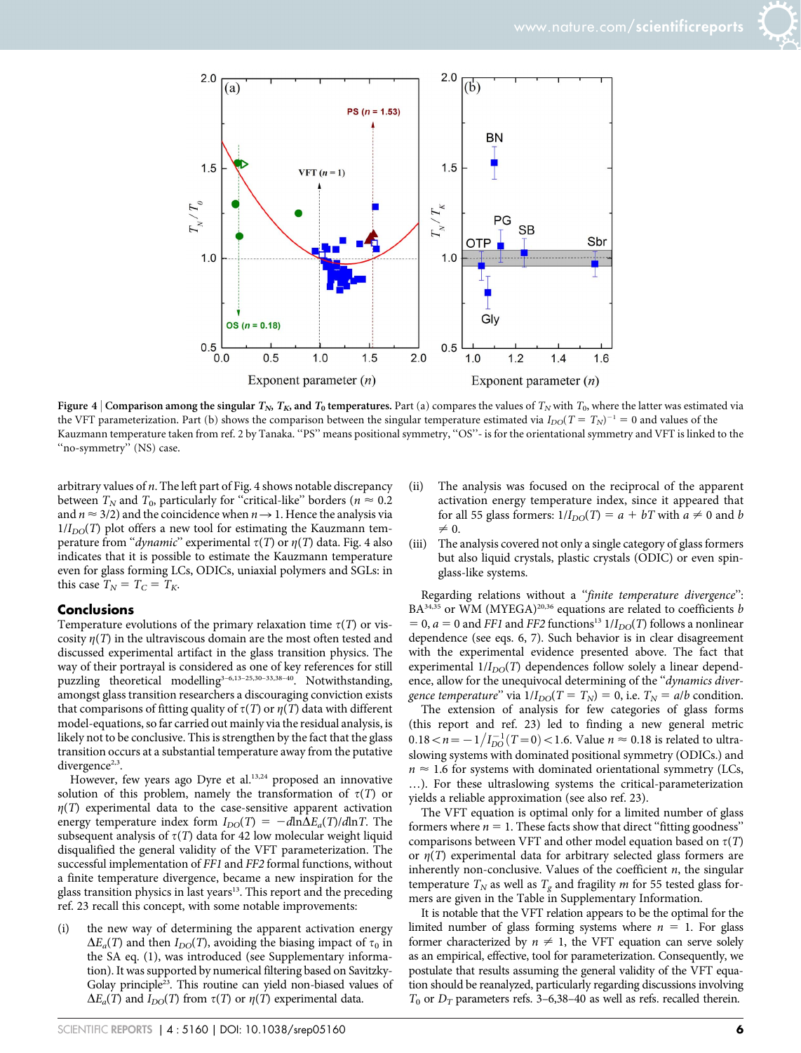Figure 4 | **Comparison among the singular $T_N$, $T_K$, and $T_0$ temperatures.** Part (a) compares the values of $T_N$ with $T_0$, where the latter was estimated via the VFT parameterization. Part (b) shows the comparison between the singular temperature estimated via $I_{DO}(T = T_N)^{-1} = 0$ and values of the Kauzmann temperature taken from ref. 2 by Tanaka. "PS" means positional symmetry, "OS"- is for the orientational symmetry and VFT is linked to the "no-symmetry" (NS) case.

arbitrary values of $n$. The left part of Fig. 4 shows notable discrepancy between $T_N$ and $T_0$, particularly for "critical-like" borders ($n \approx 0.2$ and $n \approx 3/2$) and the coincidence when $n \rightarrow 1$. Hence the analysis via $1/I_{DO}(T)$ plot offers a new tool for estimating the Kauzmann temperature from "*dynamic*" experimental $\tau(T)$ or $\eta(T)$ data. Fig. 4 also indicates that it is possible to estimate the Kauzmann temperature even for glass forming LCs, ODICs, uniaxial polymers and SGLs: in this case $T_N = T_C = T_K$.

## Conclusions

Temperature evolutions of the primary relaxation time $\tau(T)$ or viscosity $\eta(T)$ in the ultraviscous domain are the most often tested and discussed experimental artifact in the glass transition physics. The way of their portrayal is considered as one of key references for still puzzling theoretical modelling[3–6,13–25,30–33,38–40]. Notwithstanding, amongst glass transition researchers a discouraging conviction exists that comparisons of fitting quality of $\tau(T)$ or $\eta(T)$ data with different model-equations, so far carried out mainly via the residual analysis, is likely not to be conclusive. This is strengthen by the fact that the glass transition occurs at a substantial temperature away from the putative divergence[2,3].

However, few years ago Dyre et al.[13,24] proposed an innovative solution of this problem, namely the transformation of $\tau(T)$ or $\eta(T)$ experimental data to the case-sensitive apparent activation energy temperature index form $I_{DO}(T) = -d\ln\Delta E_a(T)/d\ln T$. The subsequent analysis of $\tau(T)$ data for 42 low molecular weight liquids disqualified the general validity of the VFT parameterization. The successful implementation of *FF1* and *FF2* formal functions, without a finite temperature divergence, became a new inspiration for the glass transition physics in last years[13]. This report and the preceding ref. 23 recall this concept, with some notable improvements:

(i) the new way of determining the apparent activation energy $\Delta E_a(T)$ and then $I_{DO}(T)$, avoiding the biasing impact of $\tau_0$ in the SA eq. (1), was introduced (see Supplementary information). It was supported by numerical filtering based on Savitzky-Golay principle[23]. This routine can yield non-biased values of $\Delta E_a(T)$ and $I_{DO}(T)$ from $\tau(T)$ or $\eta(T)$ experimental data.

(ii) The analysis was focused on the reciprocal of the apparent activation energy temperature index, since it appeared that for all 55 glass formers: $1/I_{DO}(T) = a + bT$ with $a \neq 0$ and $b \neq 0$.

(iii) The analysis covered not only a single category of glass formers but also liquid crystals, plastic crystals (ODIC) or even spin-glass-like systems.

Regarding relations without a "*finite temperature divergence*": BA[34,35] or WM (MYEGA)[20,36] equations are related to coefficients $b = 0$, $a = 0$ and *FF1* and *FF2* functions[13] $1/I_{DO}(T)$ follows a nonlinear dependence (see eqs. 6, 7). Such behavior is in clear disagreement with the experimental evidence presented above. The fact that experimental $1/I_{DO}(T)$ dependences follow solely a linear dependence, allow for the unequivocal determining of the "*dynamics divergence temperature*" via $1/I_{DO}(T = T_N) = 0$, i.e. $T_N = a/b$ condition.

The extension of analysis for few categories of glass forms (this report and ref. 23) led to finding a new general metric $0.18 < n = -1/I_{DO}^{-1}(T = 0) < 1.6$. Value $n \approx 0.18$ is related to ultra-slowing systems with dominated positional symmetry (ODICs.) and $n \approx 1.6$ for systems with dominated orientational symmetry (LCs, …). For these ultraslowing systems the critical-parameterization yields a reliable approximation (see also ref. 23).

The VFT equation is optimal only for a limited number of glass formers where $n = 1$. These facts show that direct "fitting goodness" comparisons between VFT and other model equation based on $\tau(T)$ or $\eta(T)$ experimental data for arbitrary selected glass formers are inherently non-conclusive. Values of the coefficient $n$, the singular temperature $T_N$ as well as $T_g$ and fragility $m$ for 55 tested glass formers are given in the Table in Supplementary Information.

It is notable that the VFT relation appears to be the optimal for the limited number of glass forming systems where $n = 1$. For glass former characterized by $n \neq 1$, the VFT equation can serve solely as an empirical, effective, tool for parameterization. Consequently, we postulate that results assuming the general validity of the VFT equation should be reanalyzed, particularly regarding discussions involving $T_0$ or $D_T$ parameters refs. 3–6,38–40 as well as refs. recalled therein.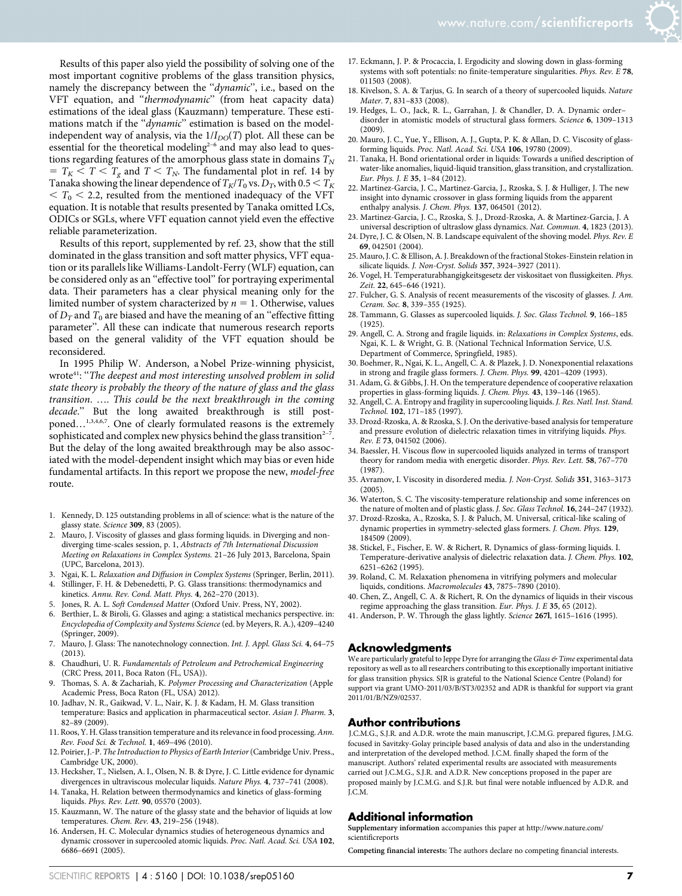Results of this paper also yield the possibility of solving one of the most important cognitive problems of the glass transition physics, namely the discrepancy between the "*dynamic*", i.e., based on the VFT equation, and "*thermodynamic*" (from heat capacity data) estimations of the ideal glass (Kauzmann) temperature. These estimations match if the "*dynamic*" estimation is based on the model-independent way of analysis, via the $1/I_{DO}(T)$ plot. All these can be essential for the theoretical modeling[2–6] and may also lead to questions regarding features of the amorphous glass state in domains $T_N = T_K < T < T_g$ and $T < T_N$. The fundamental plot in ref. 14 by Tanaka showing the linear dependence of $T_K/T_0$ vs. $D_T$, with $0.5 < T_K < T_0 < 2.2$, resulted from the mentioned inadequacy of the VFT equation. It is notable that results presented by Tanaka omitted LCs, ODICs or SGLs, where VFT equation cannot yield even the effective reliable parameterization.

Results of this report, supplemented by ref. 23, show that the still dominated in the glass transition and soft matter physics, VFT equation or its parallels like Williams-Landolt-Ferry (WLF) equation, can be considered only as an "effective tool" for portraying experimental data. Their parameters has a clear physical meaning only for the limited number of system characterized by $n = 1$. Otherwise, values of $D_T$ and $T_0$ are biased and have the meaning of an "effective fitting parameter". All these can indicate that numerous research reports based on the general validity of the VFT equation should be reconsidered.

In 1995 Philip W. Anderson, a Nobel Prize-winning physicist, wrote[41]: "*The deepest and most interesting unsolved problem in solid state theory is probably the theory of the nature of glass and the glass transition. …. This could be the next breakthrough in the coming decade.*" But the long awaited breakthrough is still postponed…[1,3,4,6,7]. One of clearly formulated reasons is the extremely sophisticated and complex new physics behind the glass transition[2–7]. But the delay of the long awaited breakthrough may be also associated with the model-dependent insight which may bias or even hide fundamental artifacts. In this report we propose the new, *model-free* route.

1. Kennedy, D. 125 outstanding problems in all of science: what is the nature of the glassy state. *Science* **309**, 83 (2005).
2. Mauro, J. Viscosity of glasses and glass forming liquids. in Diverging and non-diverging time-scales session, p. 1, *Abstracts of 7th International Discussion Meeting on Relaxations in Complex Systems.* 21–26 July 2013, Barcelona, Spain (UPC, Barcelona, 2013).
3. Ngai, K. L. *Relaxation and Diffusion in Complex Systems* (Springer, Berlin, 2011).
4. Stillinger, F. H. & Debenedetti, P. G. Glass transitions: thermodynamics and kinetics. *Annu. Rev. Cond. Matt. Phys.* **4**, 262–270 (2013).
5. Jones, R. A. L. *Soft Condensed Matter* (Oxford Univ. Press, NY, 2002).
6. Berthier, L. & Biroli, G. Glasses and aging: a statistical mechanics perspective. in: *Encyclopedia of Complexity and Systems Science* (ed. by Meyers, R. A.), 4209–4240 (Springer, 2009).
7. Mauro, J. Glass: The nanotechnology connection. *Int. J. Appl. Glass Sci.* **4**, 64–75 (2013).
8. Chaudhuri, U. R. *Fundamentals of Petroleum and Petrochemical Engineering* (CRC Press, 2011, Boca Raton (FL, USA)).
9. Thomas, S. A. & Zachariah, K. *Polymer Processing and Characterization* (Apple Academic Press, Boca Raton (FL, USA) 2012).
10. Jadhav, N. R., Gaikwad, V. L., Nair, K. J. & Kadam, H. M. Glass transition temperature: Basics and application in pharmaceutical sector. *Asian J. Pharm.* **3**, 82–89 (2009).
11. Roos, Y. H. Glass transition temperature and its relevance in food processing. *Ann. Rev. Food Sci. & Technol.* **1**, 469–496 (2010).
12. Poirier, J.-P. *The Introduction to Physics of Earth Interior* (Cambridge Univ. Press., Cambridge UK, 2000).
13. Hecksher, T., Nielsen, A. I., Olsen, N. B. & Dyre, J. C. Little evidence for dynamic divergences in ultraviscous molecular liquids. *Nature Phys.* **4**, 737–741 (2008).
14. Tanaka, H. Relation between thermodynamics and kinetics of glass-forming liquids. *Phys. Rev. Lett.* **90**, 05570 (2003).
15. Kauzmann, W. The nature of the glassy state and the behavior of liquids at low temperatures. *Chem. Rev.* **43**, 219–256 (1948).
16. Andersen, H. C. Molecular dynamics studies of heterogeneous dynamics and dynamic crossover in supercooled atomic liquids. *Proc. Natl. Acad. Sci. USA* **102**, 6686–6691 (2005).
17. Eckmann, J. P. & Procaccia, I. Ergodicity and slowing down in glass-forming systems with soft potentials: no finite-temperature singularities. *Phys. Rev. E* **78**, 011503 (2008).
18. Kivelson, S. A. & Tarjus, G. In search of a theory of supercooled liquids. *Nature Mater.* **7**, 831–833 (2008).
19. Hedges, L. O., Jack, R. L., Garrahan, J. & Chandler, D. A. Dynamic order–disorder in atomistic models of structural glass formers. *Science* **6**, 1309–1313 (2009).
20. Mauro, J. C., Yue, Y., Ellison, A. J., Gupta, P. K. & Allan, D. C. Viscosity of glass-forming liquids. *Proc. Natl. Acad. Sci. USA* **106**, 19780 (2009).
21. Tanaka, H. Bond orientational order in liquids: Towards a unified description of water-like anomalies, liquid-liquid transition, glass transition, and crystallization. *Eur. Phys. J. E* **35**, 1–84 (2012).
22. Martinez-Garcia, J. C., Martinez-Garcia, J., Rzoska, S. J. & Hulliger, J. The new insight into dynamic crossover in glass forming liquids from the apparent enthalpy analysis. *J. Chem. Phys.* **137**, 064501 (2012).
23. Martinez-Garcia, J. C., Rzoska, S. J., Drozd-Rzoska, A. & Martinez-Garcia, J. A universal description of ultraslow glass dynamics. *Nat. Commun.* **4**, 1823 (2013).
24. Dyre, J. C. & Olsen, N. B. Landscape equivalent of the shoving model. *Phys. Rev. E* **69**, 042501 (2004).
25. Mauro, J. C. & Ellison, A. J. Breakdown of the fractional Stokes-Einstein relation in silicate liquids. *J. Non-Cryst. Solids* **357**, 3924–3927 (2011).
26. Vogel, H. Temperaturabhangigkeitsgesetz der viskositaet von flussigkeiten. *Phys. Zeit.* **22**, 645–646 (1921).
27. Fulcher, G. S. Analysis of recent measurements of the viscosity of glasses. *J. Am. Ceram. Soc.* **8**, 339–355 (1925).
28. Tammann, G. Glasses as supercooled liquids. *J. Soc. Glass Technol.* **9**, 166–185 (1925).
29. Angell, C. A. Strong and fragile liquids. in: *Relaxations in Complex Systems*, eds. Ngai, K. L. & Wright, G. B. (National Technical Information Service, U.S. Department of Commerce, Springfield, 1985).
30. Boehmer, R., Ngai, K. L., Angell, C. A. & Plazek, J. D. Nonexponential relaxations in strong and fragile glass formers. *J. Chem. Phys.* **99**, 4201–4209 (1993).
31. Adam, G. & Gibbs, J. H. On the temperature dependence of cooperative relaxation properties in glass-forming liquids. *J. Chem. Phys.* **43**, 139–146 (1965).
32. Angell, C. A. Entropy and fragility in supercooling liquids. *J. Res. Natl. Inst. Stand. Technol.* **102**, 171–185 (1997).
33. Drozd-Rzoska, A. & Rzoska, S. J. On the derivative-based analysis for temperature and pressure evolution of dielectric relaxation times in vitrifying liquids. *Phys. Rev. E* **73**, 041502 (2006).
34. Baessler, H. Viscous flow in supercooled liquids analyzed in terms of transport theory for random media with energetic disorder. *Phys. Rev. Lett.* **58**, 767–770 (1987).
35. Avramov, I. Viscosity in disordered media. *J. Non-Cryst. Solids* **351**, 3163–3173 (2005).
36. Waterton, S. C. The viscosity-temperature relationship and some inferences on the nature of molten and of plastic glass. *J. Soc. Glass Technol.* **16**, 244–247 (1932).
37. Drozd-Rzoska, A., Rzoska, S. J. & Paluch, M. Universal, critical-like scaling of dynamic properties in symmetry-selected glass formers. *J. Chem. Phys.* **129**, 184509 (2009).
38. Stickel, F., Fischer, E. W. & Richert, R. Dynamics of glass-forming liquids. I. Temperature-derivative analysis of dielectric relaxation data. *J. Chem. Phys.* **102**, 6251–6262 (1995).
39. Roland, C. M. Relaxation phenomena in vitrifying polymers and molecular liquids, conditions. *Macromolecules* **43**, 7875–7890 (2010).
40. Chen, Z., Angell, C. A. & Richert, R. On the dynamics of liquids in their viscous regime approaching the glass transition. *Eur. Phys. J. E* **35**, 65 (2012).
41. Anderson, P. W. Through the glass lightly. *Science* **267l**, 1615–1616 (1995).

## Acknowledgments

We are particularly grateful to Jeppe Dyre for arranging the *Glass & Time* experimental data repository as well as to all researchers contributing to this exceptionally important initiative for glass transition physics. SJR is grateful to the National Science Centre (Poland) for support via grant UMO-2011/03/B/ST3/02352 and ADR is thankful for support via grant 2011/01/B/NZ9/02537.

## Author contributions

J.C.M.G., S.J.R. and A.D.R. wrote the main manuscript, J.C.M.G. prepared figures, J.M.G. focused in Savitzky-Golay principle based analysis of data and also in the understanding and interpretation of the developed method. J.C.M. finally shaped the form of the manuscript. Authors' related experimental results are associated with measurements carried out J.C.M.G., S.J.R. and A.D.R. New conceptions proposed in the paper are proposed mainly by J.C.M.G. and S.J.R. but final were notable influenced by A.D.R. and J.C.M.

## Additional information

**Supplementary information** accompanies this paper at http://www.nature.com/scientificreports

**Competing financial interests:** The authors declare no competing financial interests.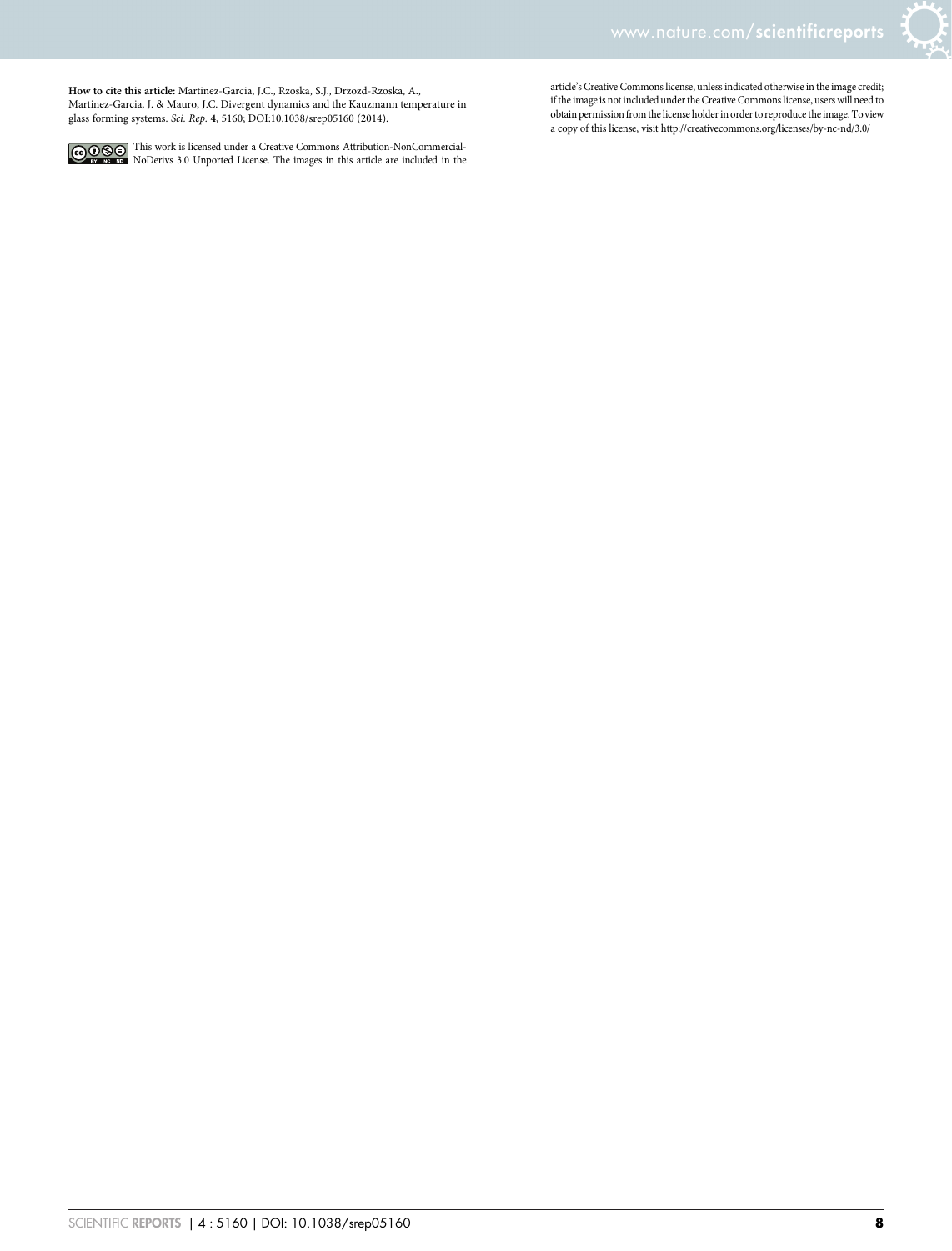**How to cite this article:** Martinez-Garcia, J.C., Rzoska, S.J., Drzozd-Rzoska, A., Martinez-Garcia, J. & Mauro, J.C. Divergent dynamics and the Kauzmann temperature in glass forming systems. *Sci. Rep.* **4**, 5160; DOI:10.1038/srep05160 (2014).

This work is licensed under a Creative Commons Attribution-NonCommercial-NoDerivs 3.0 Unported License. The images in this article are included in the article's Creative Commons license, unless indicated otherwise in the image credit; if the image is not included under the Creative Commons license, users will need to obtain permission from the license holder in order to reproduce the image. To view a copy of this license, visit http://creativecommons.org/licenses/by-nc-nd/3.0/